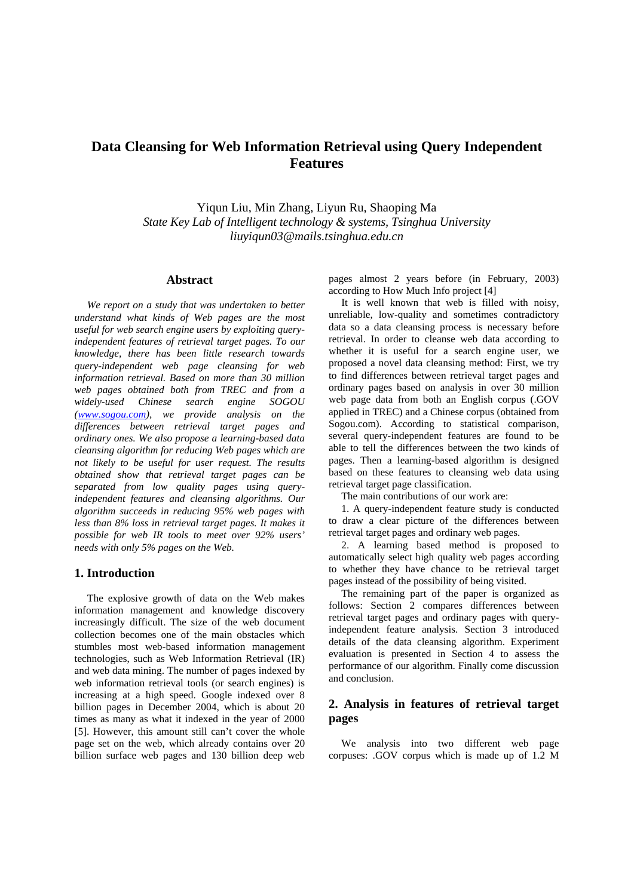# Data Cleansing for Web Information Retrieval using Query Independent Features

Yiqun Liu, Min Zhang, Liyun Ru, Shaoping Ma

*State Key Lab of Intelligent technology & systems, Tsinghua University*

*liuyiqun03@mails.tsinghua.edu.cn*

## Abstract

*We report on a study that was undertaken to better understand what kinds of Web pages are the most useful for web search engine users by exploiting query-independent features of retrieval target pages. To our knowledge, there has been little research towards query-independent web page cleansing for web information retrieval. Based on more than 30 million web pages obtained both from TREC and from a widely-used Chinese search engine SOGOU (www.sogou.com), we provide analysis on the differences between retrieval target pages and ordinary ones. We also propose a learning-based data cleansing algorithm for reducing Web pages which are not likely to be useful for user request. The results obtained show that retrieval target pages can be separated from low quality pages using query-independent features and cleansing algorithms. Our algorithm succeeds in reducing 95% web pages with less than 8% loss in retrieval target pages. It makes it possible for web IR tools to meet over 92% users' needs with only 5% pages on the Web.*

## 1. Introduction

The explosive growth of data on the Web makes information management and knowledge discovery increasingly difficult. The size of the web document collection becomes one of the main obstacles which stumbles most web-based information management technologies, such as Web Information Retrieval (IR) and web data mining. The number of pages indexed by web information retrieval tools (or search engines) is increasing at a high speed. Google indexed over 8 billion pages in December 2004, which is about 20 times as many as what it indexed in the year of 2000 [5]. However, this amount still can't cover the whole page set on the web, which already contains over 20 billion surface web pages and 130 billion deep web pages almost 2 years before (in February, 2003) according to How Much Info project [4]

It is well known that web is filled with noisy, unreliable, low-quality and sometimes contradictory data so a data cleansing process is necessary before retrieval. In order to cleanse web data according to whether it is useful for a search engine user, we proposed a novel data cleansing method: First, we try to find differences between retrieval target pages and ordinary pages based on analysis in over 30 million web page data from both an English corpus (.GOV applied in TREC) and a Chinese corpus (obtained from Sogou.com). According to statistical comparison, several query-independent features are found to be able to tell the differences between the two kinds of pages. Then a learning-based algorithm is designed based on these features to cleansing web data using retrieval target page classification.

The main contributions of our work are:

1. A query-independent feature study is conducted to draw a clear picture of the differences between retrieval target pages and ordinary web pages.

2. A learning based method is proposed to automatically select high quality web pages according to whether they have chance to be retrieval target pages instead of the possibility of being visited.

The remaining part of the paper is organized as follows: Section 2 compares differences between retrieval target pages and ordinary pages with query-independent feature analysis. Section 3 introduced details of the data cleansing algorithm. Experiment evaluation is presented in Section 4 to assess the performance of our algorithm. Finally come discussion and conclusion.

## 2. Analysis in features of retrieval target pages

We analysis into two different web page corpuses: .GOV corpus which is made up of 1.2 M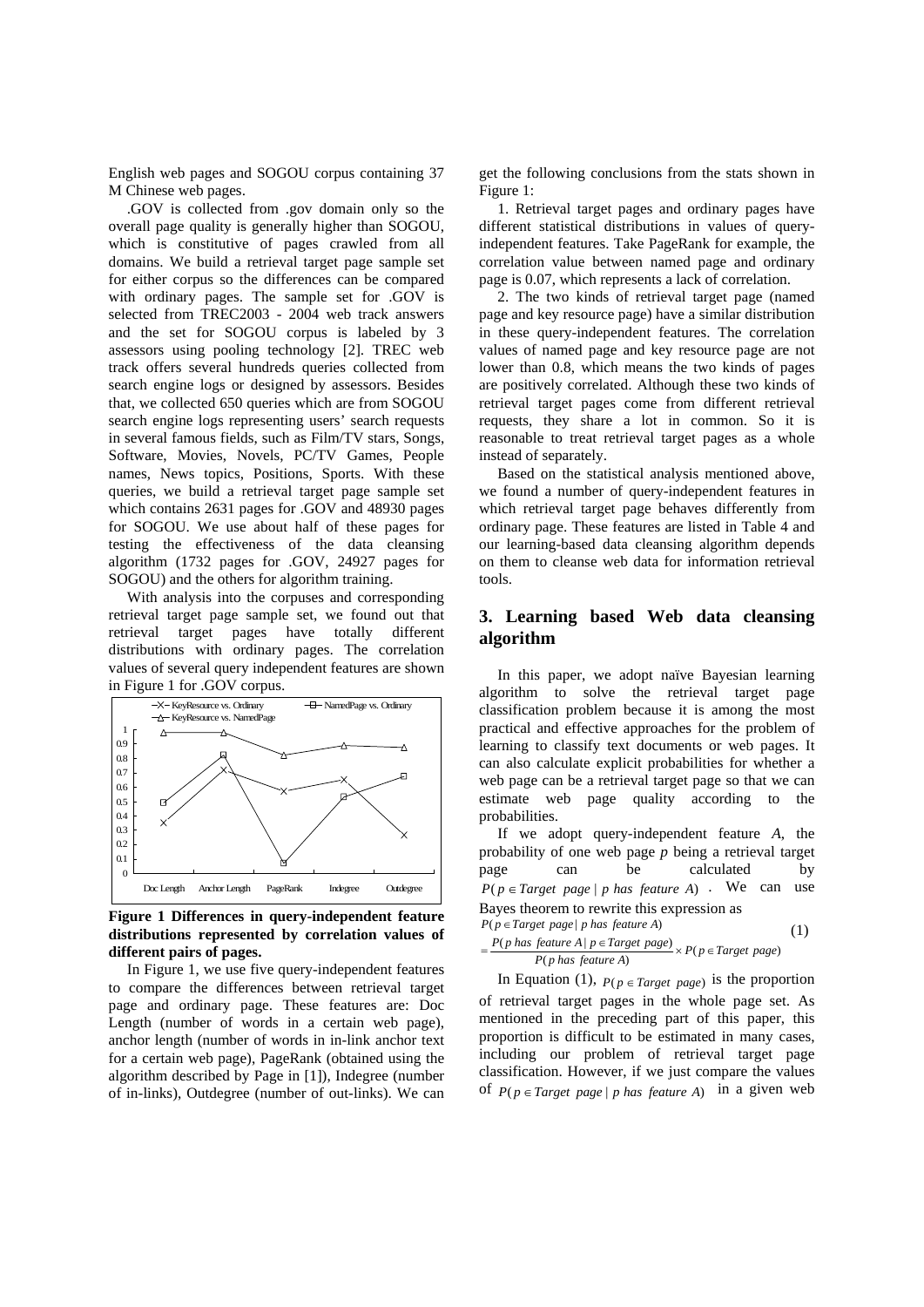English web pages and SOGOU corpus containing 37 M Chinese web pages.

.GOV is collected from .gov domain only so the overall page quality is generally higher than SOGOU, which is constitutive of pages crawled from all domains. We build a retrieval target page sample set for either corpus so the differences can be compared with ordinary pages. The sample set for .GOV is selected from TREC2003 - 2004 web track answers and the set for SOGOU corpus is labeled by 3 assessors using pooling technology [2]. TREC web track offers several hundreds queries collected from search engine logs or designed by assessors. Besides that, we collected 650 queries which are from SOGOU search engine logs representing users' search requests in several famous fields, such as Film/TV stars, Songs, Software, Movies, Novels, PC/TV Games, People names, News topics, Positions, Sports. With these queries, we build a retrieval target page sample set which contains 2631 pages for .GOV and 48930 pages for SOGOU. We use about half of these pages for testing the effectiveness of the data cleansing algorithm (1732 pages for .GOV, 24927 pages for SOGOU) and the others for algorithm training.

With analysis into the corpuses and corresponding retrieval target page sample set, we found out that retrieval target pages have totally different distributions with ordinary pages. The correlation values of several query independent features are shown in Figure 1 for .GOV corpus.

**Figure 1 Differences in query-independent feature distributions represented by correlation values of different pairs of pages.**

In Figure 1, we use five query-independent features to compare the differences between retrieval target page and ordinary page. These features are: Doc Length (number of words in a certain web page), anchor length (number of words in in-link anchor text for a certain web page), PageRank (obtained using the algorithm described by Page in [1]), Indegree (number of in-links), Outdegree (number of out-links). We can get the following conclusions from the stats shown in Figure 1:

1. Retrieval target pages and ordinary pages have different statistical distributions in values of query-independent features. Take PageRank for example, the correlation value between named page and ordinary page is 0.07, which represents a lack of correlation.

2. The two kinds of retrieval target page (named page and key resource page) have a similar distribution in these query-independent features. The correlation values of named page and key resource page are not lower than 0.8, which means the two kinds of pages are positively correlated. Although these two kinds of retrieval target pages come from different retrieval requests, they share a lot in common. So it is reasonable to treat retrieval target pages as a whole instead of separately.

Based on the statistical analysis mentioned above, we found a number of query-independent features in which retrieval target page behaves differently from ordinary page. These features are listed in Table 4 and our learning-based data cleansing algorithm depends on them to cleanse web data for information retrieval tools.

## 3. Learning based Web data cleansing algorithm

In this paper, we adopt naïve Bayesian learning algorithm to solve the retrieval target page classification problem because it is among the most practical and effective approaches for the problem of learning to classify text documents or web pages. It can also calculate explicit probabilities for whether a web page can be a retrieval target page so that we can estimate web page quality according to the probabilities.

If we adopt query-independent feature *A*, the probability of one web page *p* being a retrieval target page can be calculated by $P(p \in Target\ page \mid p\ has\ feature\ A)$. We can use Bayes theorem to rewrite this expression as

$$P(p \in Target\ page \mid p\ has\ feature\ A) = \frac{P(p\ has\ feature\ A \mid p \in Target\ page)}{P(p\ has\ feature\ A)} \times P(p \in Target\ page) \quad (1)$$

In Equation (1), $P(p \in Target\ page)$ is the proportion of retrieval target pages in the whole page set. As mentioned in the preceding part of this paper, this proportion is difficult to be estimated in many cases, including our problem of retrieval target page classification. However, if we just compare the values of $P(p \in Target\ page \mid p\ has\ feature\ A)$ in a given web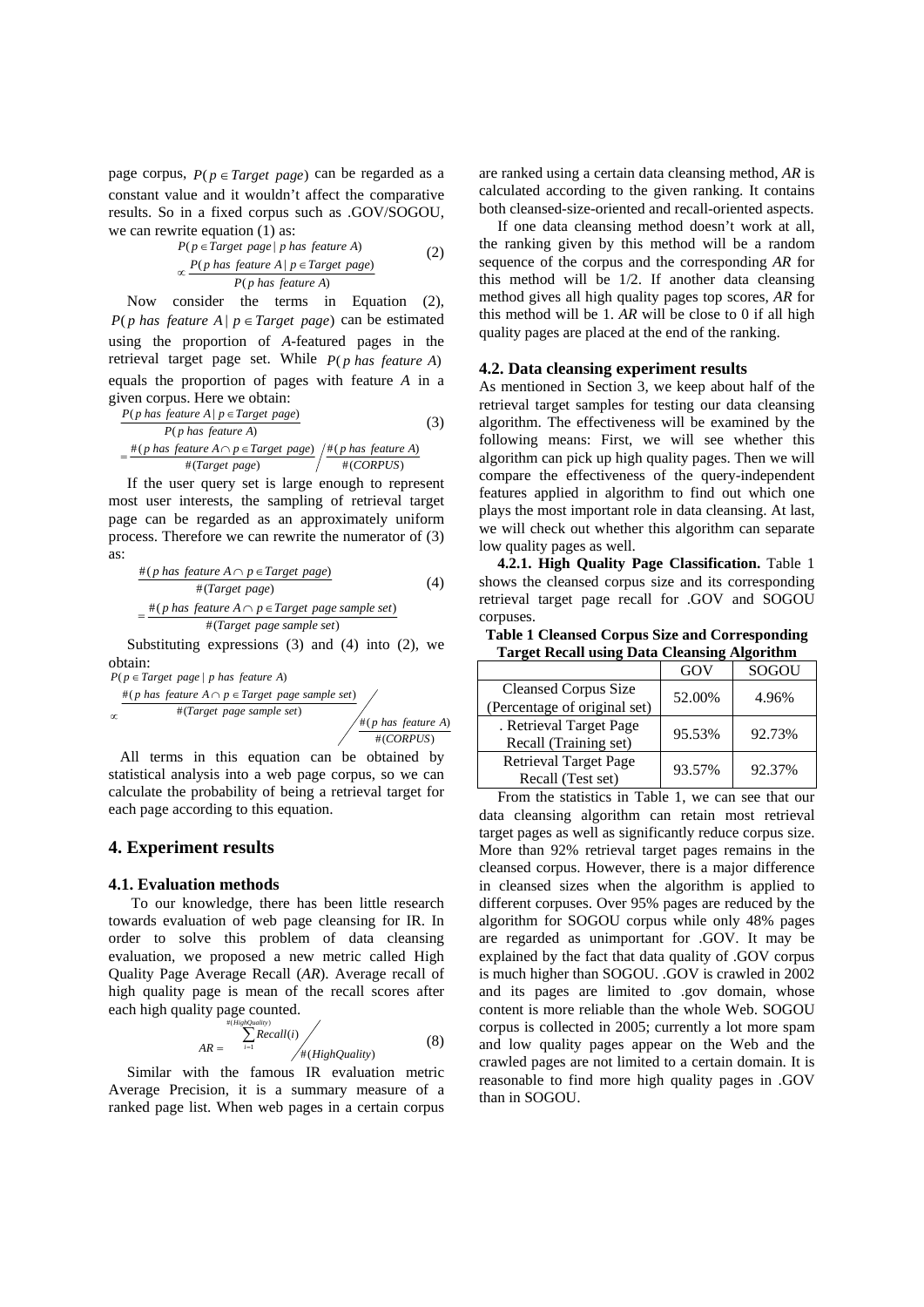page corpus, $P(p \in Target\ page)$ can be regarded as a constant value and it wouldn't affect the comparative results. So in a fixed corpus such as .GOV/SOGOU, we can rewrite equation (1) as:

$$P(p \in Target\ page \mid p\ has\ feature\ A) \propto \frac{P(p\ has\ feature\ A \mid p \in Target\ page)}{P(p\ has\ feature\ A)} \tag{2}$$

Now consider the terms in Equation (2), $P(p\ has\ feature\ A \mid p \in Target\ page)$ can be estimated using the proportion of *A*-featured pages in the retrieval target page set. While $P(p\ has\ feature\ A)$ equals the proportion of pages with feature *A* in a given corpus. Here we obtain:

$$\frac{P(p\ has\ feature\ A \mid p \in Target\ page)}{P(p\ has\ feature\ A)} = \frac{\#(p\ has\ feature\ A \cap p \in Target\ page)}{\#(Target\ page)} \Big/ \frac{\#(p\ has\ feature\ A)}{\#(CORPUS)} \tag{3}$$

If the user query set is large enough to represent most user interests, the sampling of retrieval target page can be regarded as an approximately uniform process. Therefore we can rewrite the numerator of (3) as:

$$\frac{\#(p\ has\ feature\ A \cap p \in Target\ page)}{\#(Target\ page)} = \frac{\#(p\ has\ feature\ A \cap p \in Target\ page\ sample\ set)}{\#(Target\ page\ sample\ set)} \tag{4}$$

Substituting expressions (3) and (4) into (2), we obtain:

$$P(p \in Target\ page \mid p\ has\ feature\ A) \propto \frac{\#(p\ has\ feature\ A \cap p \in Target\ page\ sample\ set)}{\#(Target\ page\ sample\ set)} \Big/ \frac{\#(p\ has\ feature\ A)}{\#(CORPUS)}$$

All terms in this equation can be obtained by statistical analysis into a web page corpus, so we can calculate the probability of being a retrieval target for each page according to this equation.

## 4. Experiment results

### 4.1. Evaluation methods

To our knowledge, there has been little research towards evaluation of web page cleansing for IR. In order to solve this problem of data cleansing evaluation, we proposed a new metric called High Quality Page Average Recall (*AR*). Average recall of high quality page is mean of the recall scores after each high quality page counted.

$$AR = \sum_{i=1}^{\#(HighQuality)} Recall(i) \Big/ \#(HighQuality) \tag{8}$$

Similar with the famous IR evaluation metric Average Precision, it is a summary measure of a ranked page list. When web pages in a certain corpus are ranked using a certain data cleansing method, *AR* is calculated according to the given ranking. It contains both cleansed-size-oriented and recall-oriented aspects.

If one data cleansing method doesn't work at all, the ranking given by this method will be a random sequence of the corpus and the corresponding *AR* for this method will be 1/2. If another data cleansing method gives all high quality pages top scores, *AR* for this method will be 1. *AR* will be close to 0 if all high quality pages are placed at the end of the ranking.

### 4.2. Data cleansing experiment results

As mentioned in Section 3, we keep about half of the retrieval target samples for testing our data cleansing algorithm. The effectiveness will be examined by the following means: First, we will see whether this algorithm can pick up high quality pages. Then we will compare the effectiveness of the query-independent features applied in algorithm to find out which one plays the most important role in data cleansing. At last, we will check out whether this algorithm can separate low quality pages as well.

**4.2.1. High Quality Page Classification.** Table 1 shows the cleansed corpus size and its corresponding retrieval target page recall for .GOV and SOGOU corpuses.

**Table 1 Cleansed Corpus Size and Corresponding Target Recall using Data Cleansing Algorithm**

| | GOV | SOGOU |
|---|---|---|
| Cleansed Corpus Size (Percentage of original set) | 52.00% | 4.96% |
| . Retrieval Target Page Recall (Training set) | 95.53% | 92.73% |
| Retrieval Target Page Recall (Test set) | 93.57% | 92.37% |

From the statistics in Table 1, we can see that our data cleansing algorithm can retain most retrieval target pages as well as significantly reduce corpus size. More than 92% retrieval target pages remains in the cleansed corpus. However, there is a major difference in cleansed sizes when the algorithm is applied to different corpuses. Over 95% pages are reduced by the algorithm for SOGOU corpus while only 48% pages are regarded as unimportant for .GOV. It may be explained by the fact that data quality of .GOV corpus is much higher than SOGOU. .GOV is crawled in 2002 and its pages are limited to .gov domain, whose content is more reliable than the whole Web. SOGOU corpus is collected in 2005; currently a lot more spam and low quality pages appear on the Web and the crawled pages are not limited to a certain domain. It is reasonable to find more high quality pages in .GOV than in SOGOU.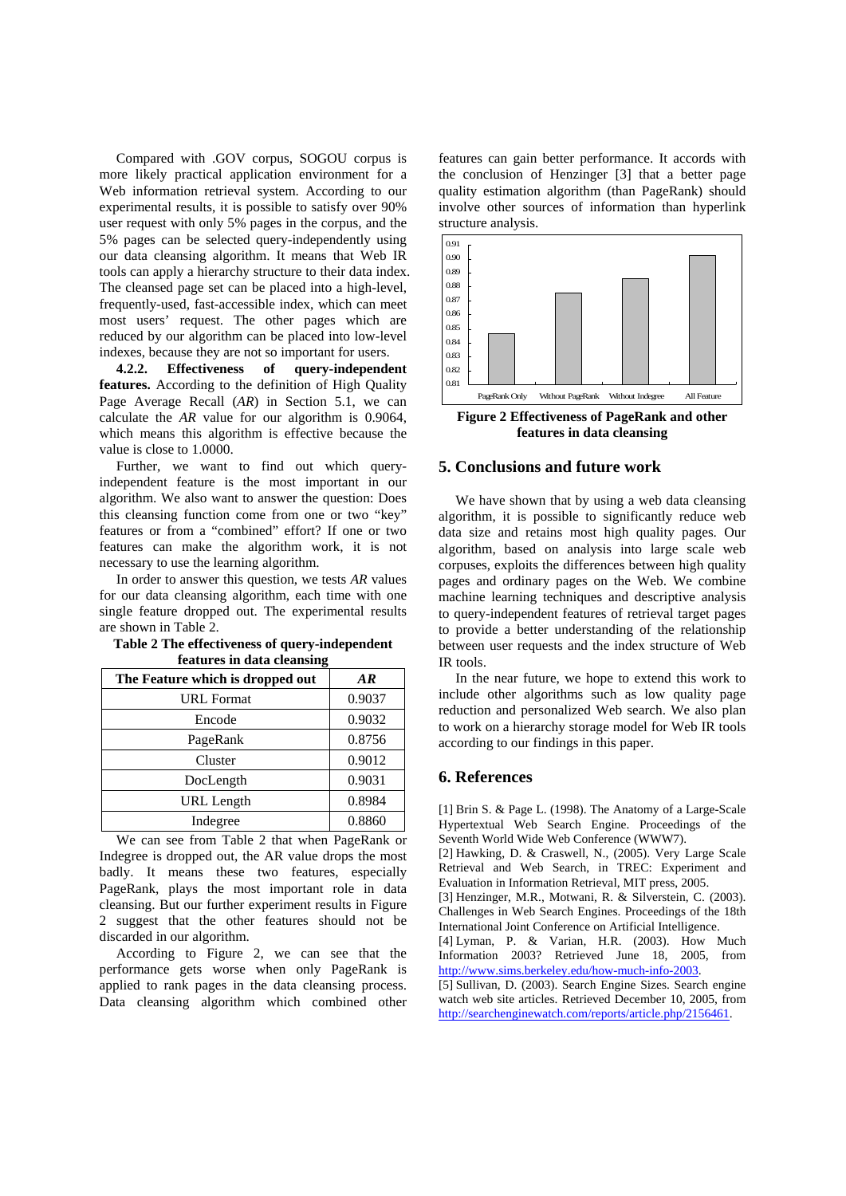Compared with .GOV corpus, SOGOU corpus is more likely practical application environment for a Web information retrieval system. According to our experimental results, it is possible to satisfy over 90% user request with only 5% pages in the corpus, and the 5% pages can be selected query-independently using our data cleansing algorithm. It means that Web IR tools can apply a hierarchy structure to their data index. The cleansed page set can be placed into a high-level, frequently-used, fast-accessible index, which can meet most users' request. The other pages which are reduced by our algorithm can be placed into low-level indexes, because they are not so important for users.

**4.2.2. Effectiveness of query-independent features.** According to the definition of High Quality Page Average Recall (*AR*) in Section 5.1, we can calculate the *AR* value for our algorithm is 0.9064, which means this algorithm is effective because the value is close to 1.0000.

Further, we want to find out which query-independent feature is the most important in our algorithm. We also want to answer the question: Does this cleansing function come from one or two "key" features or from a "combined" effort? If one or two features can make the algorithm work, it is not necessary to use the learning algorithm.

In order to answer this question, we tests *AR* values for our data cleansing algorithm, each time with one single feature dropped out. The experimental results are shown in Table 2.

**Table 2 The effectiveness of query-independent features in data cleansing**

| The Feature which is dropped out | *AR* |
|---|---|
| URL Format | 0.9037 |
| Encode | 0.9032 |
| PageRank | 0.8756 |
| Cluster | 0.9012 |
| DocLength | 0.9031 |
| URL Length | 0.8984 |
| Indegree | 0.8860 |

We can see from Table 2 that when PageRank or Indegree is dropped out, the AR value drops the most badly. It means these two features, especially PageRank, plays the most important role in data cleansing. But our further experiment results in Figure 2 suggest that the other features should not be discarded in our algorithm.

According to Figure 2, we can see that the performance gets worse when only PageRank is applied to rank pages in the data cleansing process. Data cleansing algorithm which combined other features can gain better performance. It accords with the conclusion of Henzinger [3] that a better page quality estimation algorithm (than PageRank) should involve other sources of information than hyperlink structure analysis.

0.91
0.90
0.89
0.88
0.87
0.86
0.85
0.84
0.83
0.82
0.81

PageRank Only
Without PageRank
Without Indegree
All Feature

**Figure 2 Effectiveness of PageRank and other features in data cleansing**

## 5. Conclusions and future work

We have shown that by using a web data cleansing algorithm, it is possible to significantly reduce web data size and retains most high quality pages. Our algorithm, based on analysis into large scale web corpuses, exploits the differences between high quality pages and ordinary pages on the Web. We combine machine learning techniques and descriptive analysis to query-independent features of retrieval target pages to provide a better understanding of the relationship between user requests and the index structure of Web IR tools.

In the near future, we hope to extend this work to include other algorithms such as low quality page reduction and personalized Web search. We also plan to work on a hierarchy storage model for Web IR tools according to our findings in this paper.

## 6. References

[1] Brin S. & Page L. (1998). The Anatomy of a Large-Scale Hypertextual Web Search Engine. Proceedings of the Seventh World Wide Web Conference (WWW7).

[2] Hawking, D. & Craswell, N., (2005). Very Large Scale Retrieval and Web Search, in TREC: Experiment and Evaluation in Information Retrieval, MIT press, 2005.

[3] Henzinger, M.R., Motwani, R. & Silverstein, C. (2003). Challenges in Web Search Engines. Proceedings of the 18th International Joint Conference on Artificial Intelligence.

[4] Lyman, P. & Varian, H.R. (2003). How Much Information 2003? Retrieved June 18, 2005, from http://www.sims.berkeley.edu/how-much-info-2003.

[5] Sullivan, D. (2003). Search Engine Sizes. Search engine watch web site articles. Retrieved December 10, 2005, from http://searchenginewatch.com/reports/article.php/2156461.